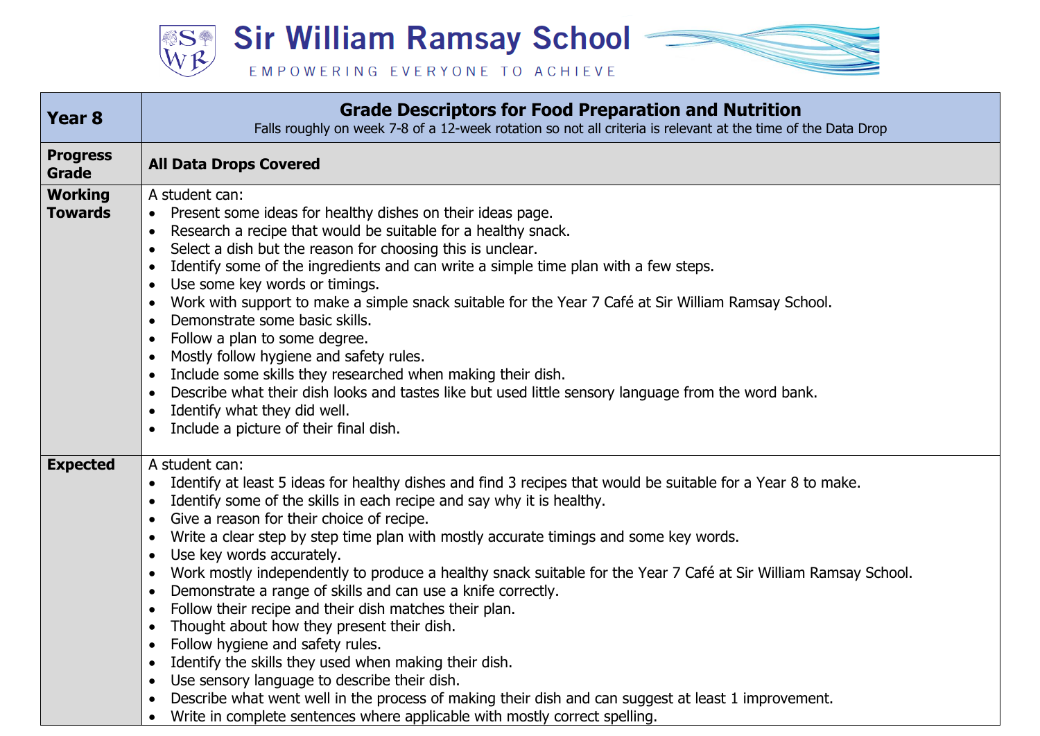# Sir William Ramsay School

EMPOWERING EVERYONE TO ACHIEVE

| Year 8 | **Grade Descriptors for Food Preparation and Nutrition**<br>Falls roughly on week 7-8 of a 12-week rotation so not all criteria is relevant at the time of the Data Drop |
|---|---|
| **Progress Grade** | **All Data Drops Covered** |
| **Working Towards** | A student can:<br>• Present some ideas for healthy dishes on their ideas page.<br>• Research a recipe that would be suitable for a healthy snack.<br>• Select a dish but the reason for choosing this is unclear.<br>• Identify some of the ingredients and can write a simple time plan with a few steps.<br>• Use some key words or timings.<br>• Work with support to make a simple snack suitable for the Year 7 Café at Sir William Ramsay School.<br>• Demonstrate some basic skills.<br>• Follow a plan to some degree.<br>• Mostly follow hygiene and safety rules.<br>• Include some skills they researched when making their dish.<br>• Describe what their dish looks and tastes like but used little sensory language from the word bank.<br>• Identify what they did well.<br>• Include a picture of their final dish. |
| **Expected** | A student can:<br>• Identify at least 5 ideas for healthy dishes and find 3 recipes that would be suitable for a Year 8 to make.<br>• Identify some of the skills in each recipe and say why it is healthy.<br>• Give a reason for their choice of recipe.<br>• Write a clear step by step time plan with mostly accurate timings and some key words.<br>• Use key words accurately.<br>• Work mostly independently to produce a healthy snack suitable for the Year 7 Café at Sir William Ramsay School.<br>• Demonstrate a range of skills and can use a knife correctly.<br>• Follow their recipe and their dish matches their plan.<br>• Thought about how they present their dish.<br>• Follow hygiene and safety rules.<br>• Identify the skills they used when making their dish.<br>• Use sensory language to describe their dish.<br>• Describe what went well in the process of making their dish and can suggest at least 1 improvement.<br>• Write in complete sentences where applicable with mostly correct spelling. |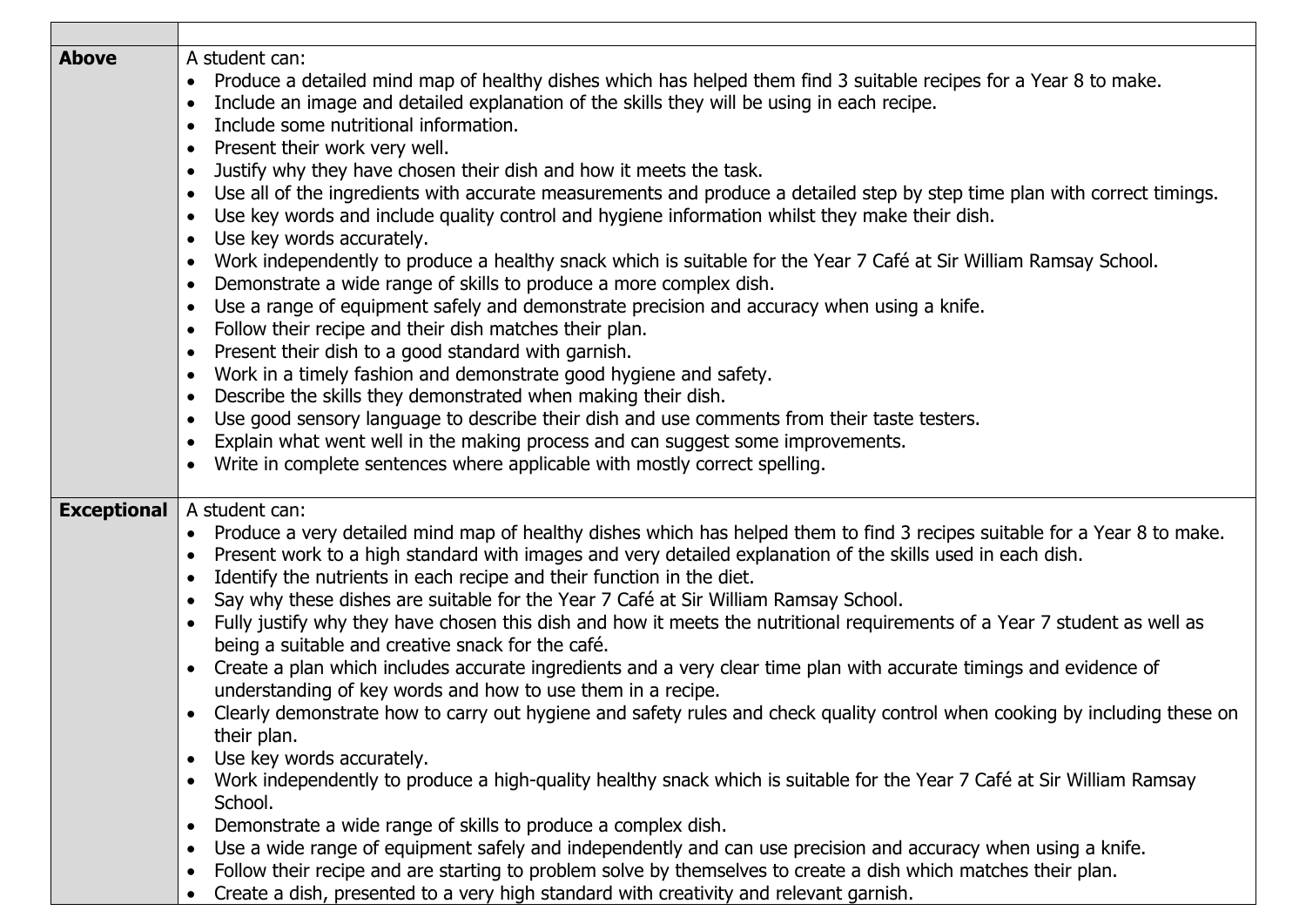| | |
|---|---|
| **Above** | A student can:<br>• Produce a detailed mind map of healthy dishes which has helped them find 3 suitable recipes for a Year 8 to make.<br>• Include an image and detailed explanation of the skills they will be using in each recipe.<br>• Include some nutritional information.<br>• Present their work very well.<br>• Justify why they have chosen their dish and how it meets the task.<br>• Use all of the ingredients with accurate measurements and produce a detailed step by step time plan with correct timings.<br>• Use key words and include quality control and hygiene information whilst they make their dish.<br>• Use key words accurately.<br>• Work independently to produce a healthy snack which is suitable for the Year 7 Café at Sir William Ramsay School.<br>• Demonstrate a wide range of skills to produce a more complex dish.<br>• Use a range of equipment safely and demonstrate precision and accuracy when using a knife.<br>• Follow their recipe and their dish matches their plan.<br>• Present their dish to a good standard with garnish.<br>• Work in a timely fashion and demonstrate good hygiene and safety.<br>• Describe the skills they demonstrated when making their dish.<br>• Use good sensory language to describe their dish and use comments from their taste testers.<br>• Explain what went well in the making process and can suggest some improvements.<br>• Write in complete sentences where applicable with mostly correct spelling. |
| **Exceptional** | A student can:<br>• Produce a very detailed mind map of healthy dishes which has helped them to find 3 recipes suitable for a Year 8 to make.<br>• Present work to a high standard with images and very detailed explanation of the skills used in each dish.<br>• Identify the nutrients in each recipe and their function in the diet.<br>• Say why these dishes are suitable for the Year 7 Café at Sir William Ramsay School.<br>• Fully justify why they have chosen this dish and how it meets the nutritional requirements of a Year 7 student as well as being a suitable and creative snack for the café.<br>• Create a plan which includes accurate ingredients and a very clear time plan with accurate timings and evidence of understanding of key words and how to use them in a recipe.<br>• Clearly demonstrate how to carry out hygiene and safety rules and check quality control when cooking by including these on their plan.<br>• Use key words accurately.<br>• Work independently to produce a high-quality healthy snack which is suitable for the Year 7 Café at Sir William Ramsay School.<br>• Demonstrate a wide range of skills to produce a complex dish.<br>• Use a wide range of equipment safely and independently and can use precision and accuracy when using a knife.<br>• Follow their recipe and are starting to problem solve by themselves to create a dish which matches their plan.<br>• Create a dish, presented to a very high standard with creativity and relevant garnish. |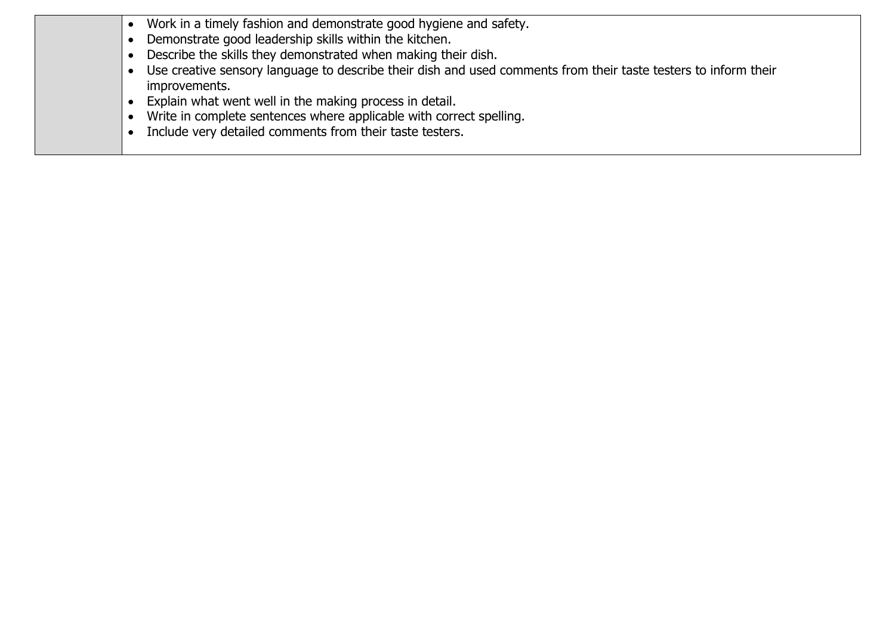| | |
|---|---|
| | • Work in a timely fashion and demonstrate good hygiene and safety.<br>• Demonstrate good leadership skills within the kitchen.<br>• Describe the skills they demonstrated when making their dish.<br>• Use creative sensory language to describe their dish and used comments from their taste testers to inform their improvements.<br>• Explain what went well in the making process in detail.<br>• Write in complete sentences where applicable with correct spelling.<br>• Include very detailed comments from their taste testers. |